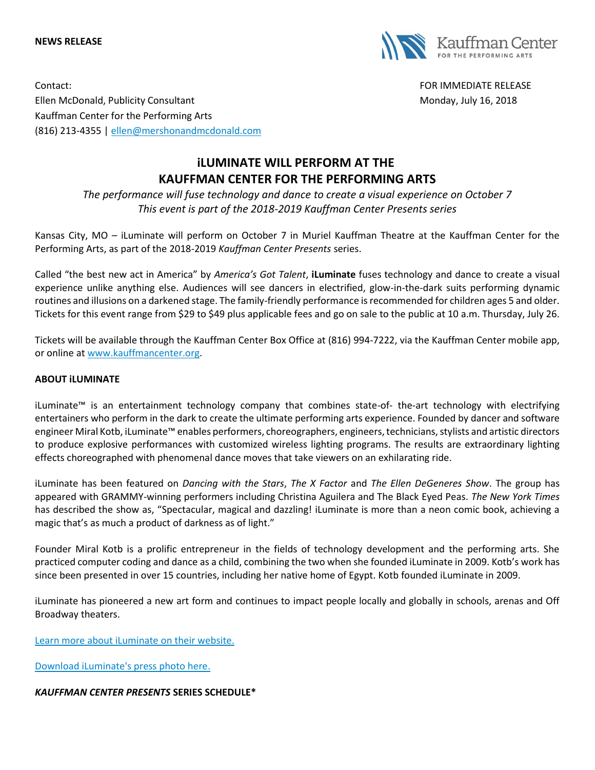**NEWS RELEASE**

Kauffman Center FOR THE PERFORMING ARTS

Contact:
Ellen McDonald, Publicity Consultant
Kauffman Center for the Performing Arts
(816) 213-4355 | [ellen@mershonandmcdonald.com](mailto:ellen@mershonandmcdonald.com)

FOR IMMEDIATE RELEASE
Monday, July 16, 2018

# iLUMINATE WILL PERFORM AT THE KAUFFMAN CENTER FOR THE PERFORMING ARTS

*The performance will fuse technology and dance to create a visual experience on October 7*
*This event is part of the 2018-2019 Kauffman Center Presents series*

Kansas City, MO – iLuminate will perform on October 7 in Muriel Kauffman Theatre at the Kauffman Center for the Performing Arts, as part of the 2018-2019 *Kauffman Center Presents* series.

Called "the best new act in America" by *America's Got Talent*, **iLuminate** fuses technology and dance to create a visual experience unlike anything else. Audiences will see dancers in electrified, glow-in-the-dark suits performing dynamic routines and illusions on a darkened stage. The family-friendly performance is recommended for children ages 5 and older. Tickets for this event range from $29 to $49 plus applicable fees and go on sale to the public at 10 a.m. Thursday, July 26.

Tickets will be available through the Kauffman Center Box Office at (816) 994-7222, via the Kauffman Center mobile app, or online at [www.kauffmancenter.org](http://www.kauffmancenter.org).

**ABOUT iLUMINATE**

iLuminate™ is an entertainment technology company that combines state-of- the-art technology with electrifying entertainers who perform in the dark to create the ultimate performing arts experience. Founded by dancer and software engineer Miral Kotb, iLuminate™ enables performers, choreographers, engineers, technicians, stylists and artistic directors to produce explosive performances with customized wireless lighting programs. The results are extraordinary lighting effects choreographed with phenomenal dance moves that take viewers on an exhilarating ride.

iLuminate has been featured on *Dancing with the Stars*, *The X Factor* and *The Ellen DeGeneres Show*. The group has appeared with GRAMMY-winning performers including Christina Aguilera and The Black Eyed Peas. *The New York Times* has described the show as, "Spectacular, magical and dazzling! iLuminate is more than a neon comic book, achieving a magic that's as much a product of darkness as of light."

Founder Miral Kotb is a prolific entrepreneur in the fields of technology development and the performing arts. She practiced computer coding and dance as a child, combining the two when she founded iLuminate in 2009. Kotb's work has since been presented in over 15 countries, including her native home of Egypt. Kotb founded iLuminate in 2009.

iLuminate has pioneered a new art form and continues to impact people locally and globally in schools, arenas and Off Broadway theaters.

[Learn more about iLuminate on their website.]()

[Download iLuminate's press photo here.]()

***KAUFFMAN CENTER PRESENTS* SERIES SCHEDULE***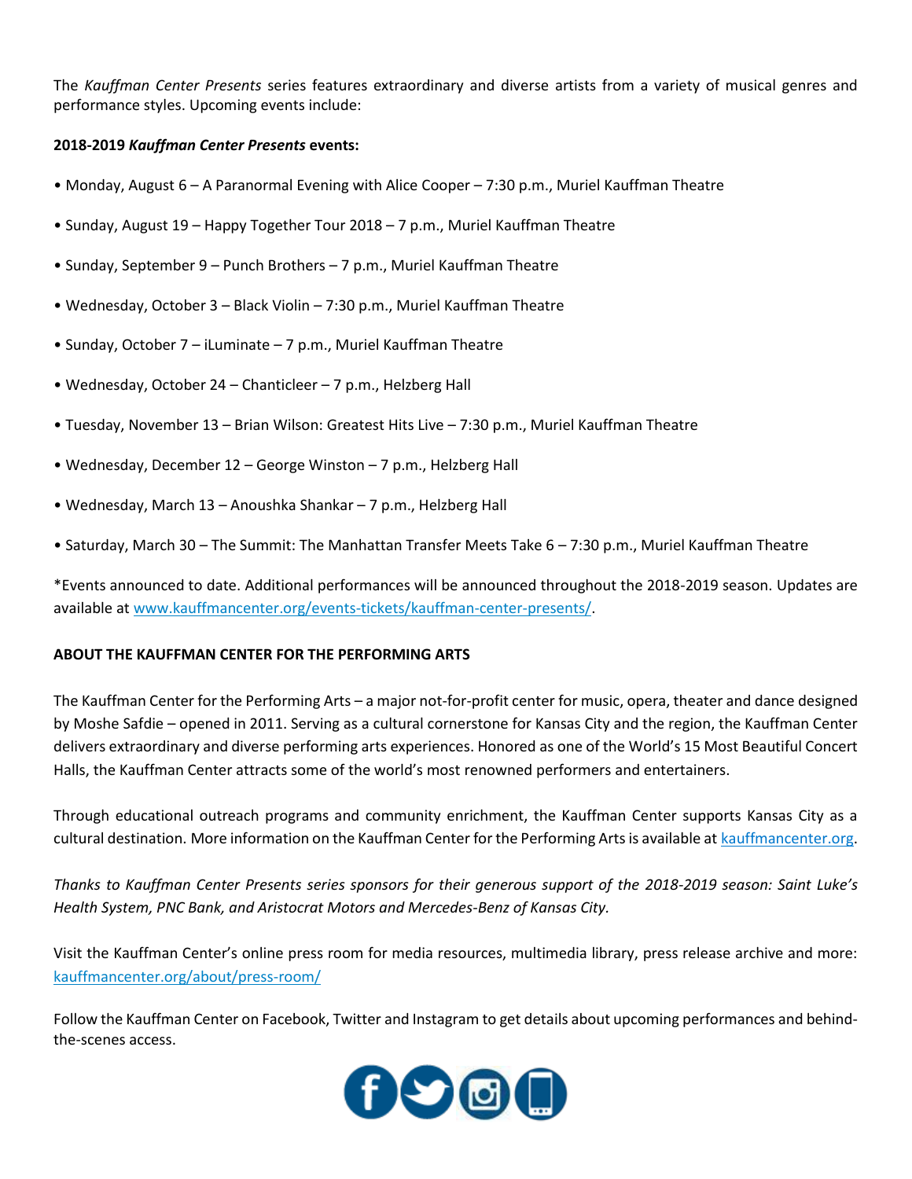The *Kauffman Center Presents* series features extraordinary and diverse artists from a variety of musical genres and performance styles. Upcoming events include:

**2018-2019 *Kauffman Center Presents* events:**

- Monday, August 6 – A Paranormal Evening with Alice Cooper – 7:30 p.m., Muriel Kauffman Theatre
- Sunday, August 19 – Happy Together Tour 2018 – 7 p.m., Muriel Kauffman Theatre
- Sunday, September 9 – Punch Brothers – 7 p.m., Muriel Kauffman Theatre
- Wednesday, October 3 – Black Violin – 7:30 p.m., Muriel Kauffman Theatre
- Sunday, October 7 – iLuminate – 7 p.m., Muriel Kauffman Theatre
- Wednesday, October 24 – Chanticleer – 7 p.m., Helzberg Hall
- Tuesday, November 13 – Brian Wilson: Greatest Hits Live – 7:30 p.m., Muriel Kauffman Theatre
- Wednesday, December 12 – George Winston – 7 p.m., Helzberg Hall
- Wednesday, March 13 – Anoushka Shankar – 7 p.m., Helzberg Hall
- Saturday, March 30 – The Summit: The Manhattan Transfer Meets Take 6 – 7:30 p.m., Muriel Kauffman Theatre

*Events announced to date. Additional performances will be announced throughout the 2018-2019 season. Updates are available at www.kauffmancenter.org/events-tickets/kauffman-center-presents/.

**ABOUT THE KAUFFMAN CENTER FOR THE PERFORMING ARTS**

The Kauffman Center for the Performing Arts – a major not-for-profit center for music, opera, theater and dance designed by Moshe Safdie – opened in 2011. Serving as a cultural cornerstone for Kansas City and the region, the Kauffman Center delivers extraordinary and diverse performing arts experiences. Honored as one of the World's 15 Most Beautiful Concert Halls, the Kauffman Center attracts some of the world's most renowned performers and entertainers.

Through educational outreach programs and community enrichment, the Kauffman Center supports Kansas City as a cultural destination. More information on the Kauffman Center for the Performing Arts is available at kauffmancenter.org.

*Thanks to Kauffman Center Presents series sponsors for their generous support of the 2018-2019 season: Saint Luke's Health System, PNC Bank, and Aristocrat Motors and Mercedes-Benz of Kansas City.*

Visit the Kauffman Center's online press room for media resources, multimedia library, press release archive and more: kauffmancenter.org/about/press-room/

Follow the Kauffman Center on Facebook, Twitter and Instagram to get details about upcoming performances and behind-the-scenes access.